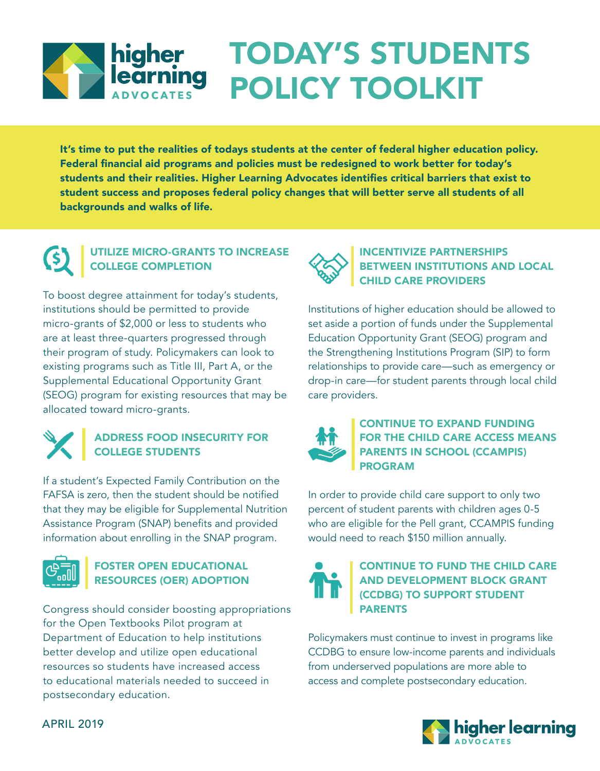# TODAY'S STUDENTS POLICY TOOLKIT

**It's time to put the realities of todays students at the center of federal higher education policy. Federal financial aid programs and policies must be redesigned to work better for today's students and their realities. Higher Learning Advocates identifies critical barriers that exist to student success and proposes federal policy changes that will better serve all students of all backgrounds and walks of life.**

## UTILIZE MICRO-GRANTS TO INCREASE COLLEGE COMPLETION

To boost degree attainment for today's students, institutions should be permitted to provide micro-grants of $2,000 or less to students who are at least three-quarters progressed through their program of study. Policymakers can look to existing programs such as Title III, Part A, or the Supplemental Educational Opportunity Grant (SEOG) program for existing resources that may be allocated toward micro-grants.

## ADDRESS FOOD INSECURITY FOR COLLEGE STUDENTS

If a student's Expected Family Contribution on the FAFSA is zero, then the student should be notified that they may be eligible for Supplemental Nutrition Assistance Program (SNAP) benefits and provided information about enrolling in the SNAP program.

## FOSTER OPEN EDUCATIONAL RESOURCES (OER) ADOPTION

Congress should consider boosting appropriations for the Open Textbooks Pilot program at Department of Education to help institutions better develop and utilize open educational resources so students have increased access to educational materials needed to succeed in postsecondary education.

## INCENTIVIZE PARTNERSHIPS BETWEEN INSTITUTIONS AND LOCAL CHILD CARE PROVIDERS

Institutions of higher education should be allowed to set aside a portion of funds under the Supplemental Education Opportunity Grant (SEOG) program and the Strengthening Institutions Program (SIP) to form relationships to provide care—such as emergency or drop-in care—for student parents through local child care providers.

## CONTINUE TO EXPAND FUNDING FOR THE CHILD CARE ACCESS MEANS PARENTS IN SCHOOL (CCAMPIS) PROGRAM

In order to provide child care support to only two percent of student parents with children ages 0-5 who are eligible for the Pell grant, CCAMPIS funding would need to reach $150 million annually.

## CONTINUE TO FUND THE CHILD CARE AND DEVELOPMENT BLOCK GRANT (CCDBG) TO SUPPORT STUDENT PARENTS

Policymakers must continue to invest in programs like CCDBG to ensure low-income parents and individuals from underserved populations are more able to access and complete postsecondary education.

APRIL 2019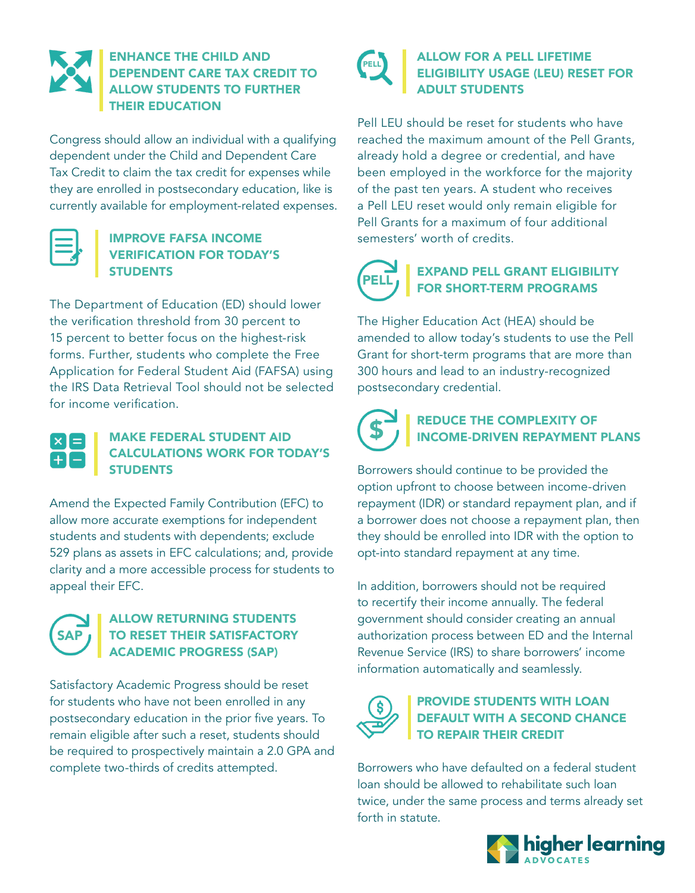## ENHANCE THE CHILD AND DEPENDENT CARE TAX CREDIT TO ALLOW STUDENTS TO FURTHER THEIR EDUCATION

Congress should allow an individual with a qualifying dependent under the Child and Dependent Care Tax Credit to claim the tax credit for expenses while they are enrolled in postsecondary education, like is currently available for employment-related expenses.

## IMPROVE FAFSA INCOME VERIFICATION FOR TODAY'S STUDENTS

The Department of Education (ED) should lower the verification threshold from 30 percent to 15 percent to better focus on the highest-risk forms. Further, students who complete the Free Application for Federal Student Aid (FAFSA) using the IRS Data Retrieval Tool should not be selected for income verification.

## MAKE FEDERAL STUDENT AID CALCULATIONS WORK FOR TODAY'S STUDENTS

Amend the Expected Family Contribution (EFC) to allow more accurate exemptions for independent students and students with dependents; exclude 529 plans as assets in EFC calculations; and, provide clarity and a more accessible process for students to appeal their EFC.

## ALLOW RETURNING STUDENTS TO RESET THEIR SATISFACTORY ACADEMIC PROGRESS (SAP)

Satisfactory Academic Progress should be reset for students who have not been enrolled in any postsecondary education in the prior five years. To remain eligible after such a reset, students should be required to prospectively maintain a 2.0 GPA and complete two-thirds of credits attempted.

## ALLOW FOR A PELL LIFETIME ELIGIBILITY USAGE (LEU) RESET FOR ADULT STUDENTS

Pell LEU should be reset for students who have reached the maximum amount of the Pell Grants, already hold a degree or credential, and have been employed in the workforce for the majority of the past ten years. A student who receives a Pell LEU reset would only remain eligible for Pell Grants for a maximum of four additional semesters' worth of credits.

## EXPAND PELL GRANT ELIGIBILITY FOR SHORT-TERM PROGRAMS

The Higher Education Act (HEA) should be amended to allow today's students to use the Pell Grant for short-term programs that are more than 300 hours and lead to an industry-recognized postsecondary credential.

## REDUCE THE COMPLEXITY OF INCOME-DRIVEN REPAYMENT PLANS

Borrowers should continue to be provided the option upfront to choose between income-driven repayment (IDR) or standard repayment plan, and if a borrower does not choose a repayment plan, then they should be enrolled into IDR with the option to opt-into standard repayment at any time.

In addition, borrowers should not be required to recertify their income annually. The federal government should consider creating an annual authorization process between ED and the Internal Revenue Service (IRS) to share borrowers' income information automatically and seamlessly.

## PROVIDE STUDENTS WITH LOAN DEFAULT WITH A SECOND CHANCE TO REPAIR THEIR CREDIT

Borrowers who have defaulted on a federal student loan should be allowed to rehabilitate such loan twice, under the same process and terms already set forth in statute.

higher learning ADVOCATES